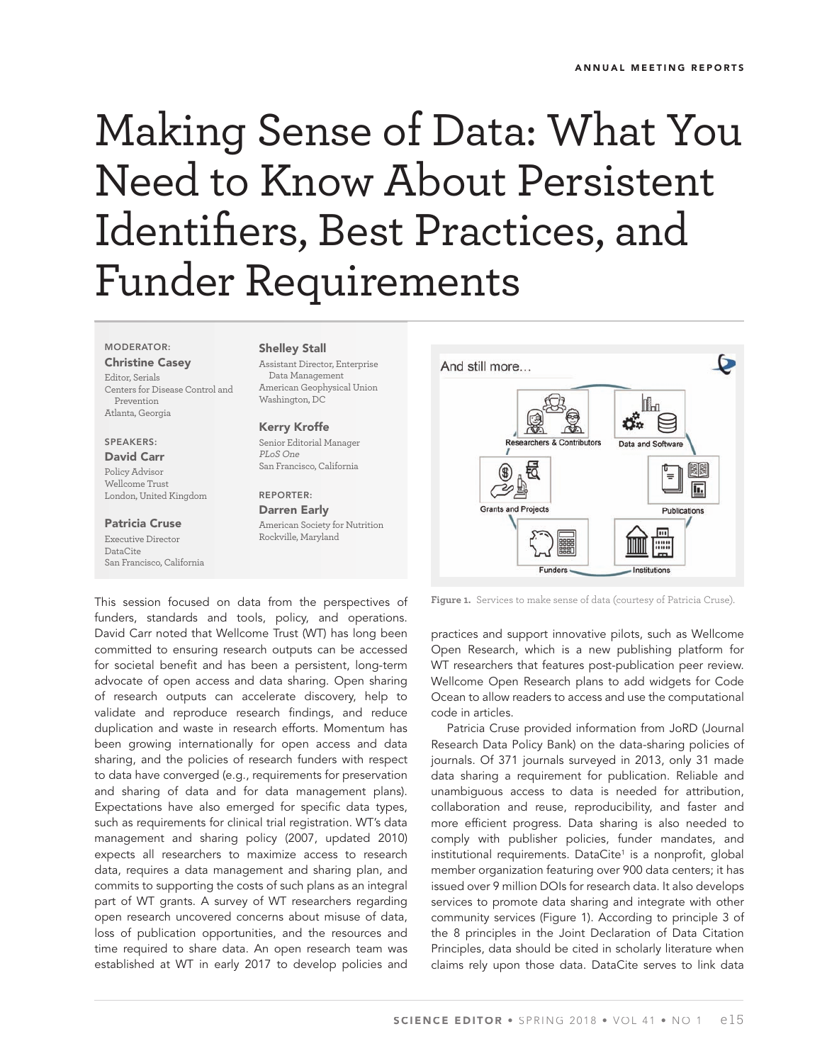# Making Sense of Data: What You Need to Know About Persistent Identifiers, Best Practices, and Funder Requirements

MODERATOR:
**Christine Casey**
Editor, Serials
Centers for Disease Control and Prevention
Atlanta, Georgia

SPEAKERS:
**David Carr**
Policy Advisor
Wellcome Trust
London, United Kingdom

**Patricia Cruse**
Executive Director
DataCite
San Francisco, California

**Shelley Stall**
Assistant Director, Enterprise Data Management
American Geophysical Union
Washington, DC

**Kerry Kroffe**
Senior Editorial Manager
*PLoS One*
San Francisco, California

REPORTER:
**Darren Early**
American Society for Nutrition
Rockville, Maryland

This session focused on data from the perspectives of funders, standards and tools, policy, and operations. David Carr noted that Wellcome Trust (WT) has long been committed to ensuring research outputs can be accessed for societal benefit and has been a persistent, long-term advocate of open access and data sharing. Open sharing of research outputs can accelerate discovery, help to validate and reproduce research findings, and reduce duplication and waste in research efforts. Momentum has been growing internationally for open access and data sharing, and the policies of research funders with respect to data have converged (e.g., requirements for preservation and sharing of data and for data management plans). Expectations have also emerged for specific data types, such as requirements for clinical trial registration. WT's data management and sharing policy (2007, updated 2010) expects all researchers to maximize access to research data, requires a data management and sharing plan, and commits to supporting the costs of such plans as an integral part of WT grants. A survey of WT researchers regarding open research uncovered concerns about misuse of data, loss of publication opportunities, and the resources and time required to share data. An open research team was established at WT in early 2017 to develop policies and practices and support innovative pilots, such as Wellcome Open Research, which is a new publishing platform for WT researchers that features post-publication peer review. Wellcome Open Research plans to add widgets for Code Ocean to allow readers to access and use the computational code in articles.

Figure 1. Services to make sense of data (courtesy of Patricia Cruse).

Patricia Cruse provided information from JoRD (Journal Research Data Policy Bank) on the data-sharing policies of journals. Of 371 journals surveyed in 2013, only 31 made data sharing a requirement for publication. Reliable and unambiguous access to data is needed for attribution, collaboration and reuse, reproducibility, and faster and more efficient progress. Data sharing is also needed to comply with publisher policies, funder mandates, and institutional requirements. DataCite[1] is a nonprofit, global member organization featuring over 900 data centers; it has issued over 9 million DOIs for research data. It also develops services to promote data sharing and integrate with other community services (Figure 1). According to principle 3 of the 8 principles in the Joint Declaration of Data Citation Principles, data should be cited in scholarly literature when claims rely upon those data. DataCite serves to link data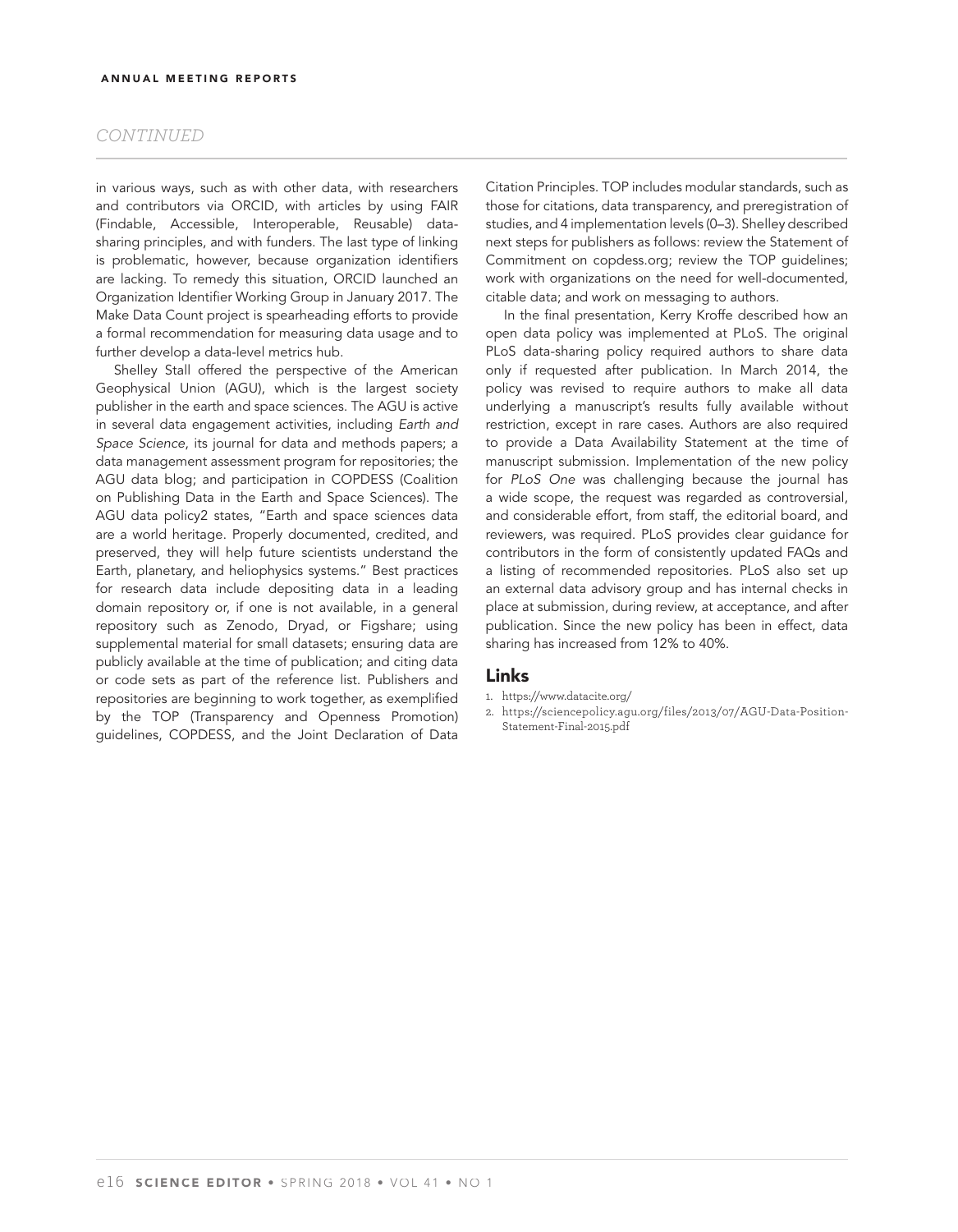in various ways, such as with other data, with researchers and contributors via ORCID, with articles by using FAIR (Findable, Accessible, Interoperable, Reusable) data-sharing principles, and with funders. The last type of linking is problematic, however, because organization identifiers are lacking. To remedy this situation, ORCID launched an Organization Identifier Working Group in January 2017. The Make Data Count project is spearheading efforts to provide a formal recommendation for measuring data usage and to further develop a data-level metrics hub.

Shelley Stall offered the perspective of the American Geophysical Union (AGU), which is the largest society publisher in the earth and space sciences. The AGU is active in several data engagement activities, including *Earth and Space Science*, its journal for data and methods papers; a data management assessment program for repositories; the AGU data blog; and participation in COPDESS (Coalition on Publishing Data in the Earth and Space Sciences). The AGU data policy2 states, "Earth and space sciences data are a world heritage. Properly documented, credited, and preserved, they will help future scientists understand the Earth, planetary, and heliophysics systems." Best practices for research data include depositing data in a leading domain repository or, if one is not available, in a general repository such as Zenodo, Dryad, or Figshare; using supplemental material for small datasets; ensuring data are publicly available at the time of publication; and citing data or code sets as part of the reference list. Publishers and repositories are beginning to work together, as exemplified by the TOP (Transparency and Openness Promotion) guidelines, COPDESS, and the Joint Declaration of Data Citation Principles. TOP includes modular standards, such as those for citations, data transparency, and preregistration of studies, and 4 implementation levels (0–3). Shelley described next steps for publishers as follows: review the Statement of Commitment on copdess.org; review the TOP guidelines; work with organizations on the need for well-documented, citable data; and work on messaging to authors.

In the final presentation, Kerry Kroffe described how an open data policy was implemented at PLoS. The original PLoS data-sharing policy required authors to share data only if requested after publication. In March 2014, the policy was revised to require authors to make all data underlying a manuscript's results fully available without restriction, except in rare cases. Authors are also required to provide a Data Availability Statement at the time of manuscript submission. Implementation of the new policy for *PLoS One* was challenging because the journal has a wide scope, the request was regarded as controversial, and considerable effort, from staff, the editorial board, and reviewers, was required. PLoS provides clear guidance for contributors in the form of consistently updated FAQs and a listing of recommended repositories. PLoS also set up an external data advisory group and has internal checks in place at submission, during review, at acceptance, and after publication. Since the new policy has been in effect, data sharing has increased from 12% to 40%.

## Links

1. https://www.datacite.org/
2. https://sciencepolicy.agu.org/files/2013/07/AGU-Data-Position-Statement-Final-2015.pdf